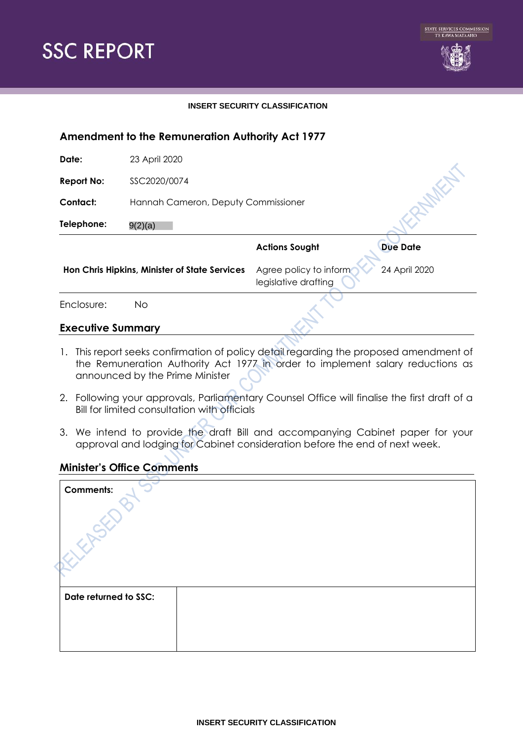# SSC REPORT

STATE SERVICES COMMISSION
TE KAWA MATAAHO

**INSERT SECURITY CLASSIFICATION**

## Amendment to the Remuneration Authority Act 1977

| | |
|---|---|
| **Date:** | 23 April 2020 |
| **Report No:** | SSC2020/0074 |
| **Contact:** | Hannah Cameron, Deputy Commissioner |
| **Telephone:** | 9(2)(a) |

| | **Actions Sought** | **Due Date** |
|---|---|---|
| **Hon Chris Hipkins, Minister of State Services** | Agree policy to inform legislative drafting | 24 April 2020 |

Enclosure: No

## Executive Summary

1. This report seeks confirmation of policy detail regarding the proposed amendment of the Remuneration Authority Act 1977 in order to implement salary reductions as announced by the Prime Minister
2. Following your approvals, Parliamentary Counsel Office will finalise the first draft of a Bill for limited consultation with officials
3. We intend to provide the draft Bill and accompanying Cabinet paper for your approval and lodging for Cabinet consideration before the end of next week.

## Minister's Office Comments

| **Comments:** | |
|---|---|
| **Date returned to SSC:** | |

RELEASED BY SSC UNDER OUR COMMITMENT TO OPEN GOVERNMENT

**INSERT SECURITY CLASSIFICATION**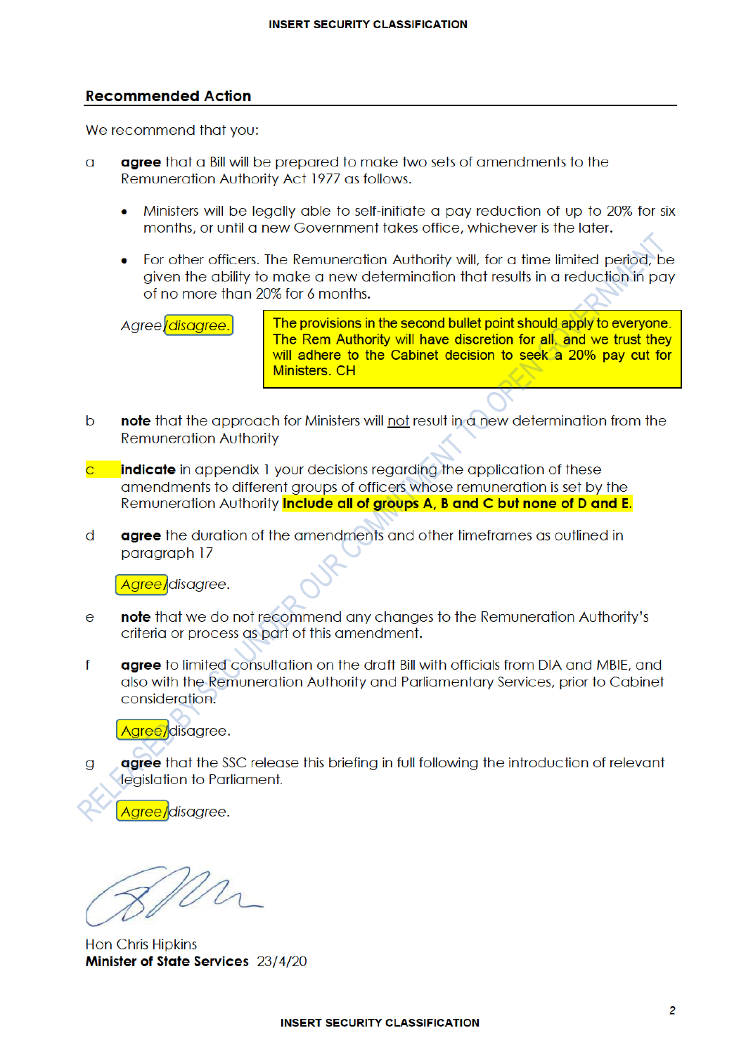## Recommended Action

We recommend that you:

a **agree** that a Bill will be prepared to make two sets of amendments to the Remuneration Authority Act 1977 as follows.

- Ministers will be legally able to self-initiate a pay reduction of up to 20% for six months, or until a new Government takes office, whichever is the later.
- For other officers. The Remuneration Authority will, for a time limited period, be given the ability to make a new determination that results in a reduction in pay of no more than 20% for 6 months.

*Agree/disagree.*

The provisions in the second bullet point should apply to everyone. The Rem Authority will have discretion for all, and we trust they will adhere to the Cabinet decision to seek a 20% pay cut for Ministers. CH

b **note** that the approach for Ministers will not result in a new determination from the Remuneration Authority

c **indicate** in appendix 1 your decisions regarding the application of these amendments to different groups of officers whose remuneration is set by the Remuneration Authority **Include all of groups A, B and C but none of D and E.**

d **agree** the duration of the amendments and other timeframes as outlined in paragraph 17

*Agree/disagree.*

e **note** that we do not recommend any changes to the Remuneration Authority's criteria or process as part of this amendment.

f **agree** to limited consultation on the draft Bill with officials from DIA and MBIE, and also with the Remuneration Authority and Parliamentary Services, prior to Cabinet consideration.

*Agree/disagree.*

g **agree** that the SSC release this briefing in full following the introduction of relevant legislation to Parliament.

*Agree/disagree.*

Hon Chris Hipkins
**Minister of State Services** 23/4/20

RELEASED BY SSC UNDER OUR COMMITMENT TO OPEN GOVERNMENT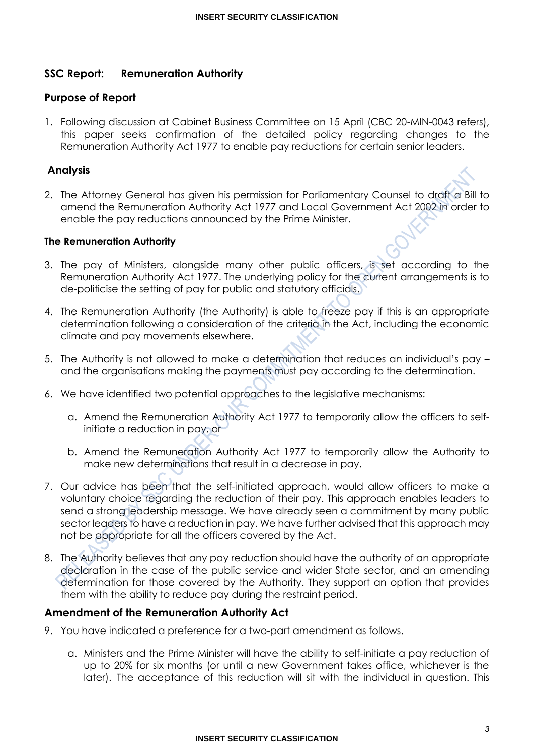## SSC Report: Remuneration Authority

### Purpose of Report

1. Following discussion at Cabinet Business Committee on 15 April (CBC 20-MIN-0043 refers), this paper seeks confirmation of the detailed policy regarding changes to the Remuneration Authority Act 1977 to enable pay reductions for certain senior leaders.

### Analysis

2. The Attorney General has given his permission for Parliamentary Counsel to draft a Bill to amend the Remuneration Authority Act 1977 and Local Government Act 2002 in order to enable the pay reductions announced by the Prime Minister.

#### The Remuneration Authority

3. The pay of Ministers, alongside many other public officers, is set according to the Remuneration Authority Act 1977. The underlying policy for the current arrangements is to de-politicise the setting of pay for public and statutory officials.

4. The Remuneration Authority (the Authority) is able to freeze pay if this is an appropriate determination following a consideration of the criteria in the Act, including the economic climate and pay movements elsewhere.

5. The Authority is not allowed to make a determination that reduces an individual's pay – and the organisations making the payments must pay according to the determination.

6. We have identified two potential approaches to the legislative mechanisms:

   a. Amend the Remuneration Authority Act 1977 to temporarily allow the officers to self-initiate a reduction in pay, or

   b. Amend the Remuneration Authority Act 1977 to temporarily allow the Authority to make new determinations that result in a decrease in pay.

7. Our advice has been that the self-initiated approach, would allow officers to make a voluntary choice regarding the reduction of their pay. This approach enables leaders to send a strong leadership message. We have already seen a commitment by many public sector leaders to have a reduction in pay. We have further advised that this approach may not be appropriate for all the officers covered by the Act.

8. The Authority believes that any pay reduction should have the authority of an appropriate declaration in the case of the public service and wider State sector, and an amending determination for those covered by the Authority. They support an option that provides them with the ability to reduce pay during the restraint period.

### Amendment of the Remuneration Authority Act

9. You have indicated a preference for a two-part amendment as follows.

   a. Ministers and the Prime Minister will have the ability to self-initiate a pay reduction of up to 20% for six months (or until a new Government takes office, whichever is the later). The acceptance of this reduction will sit with the individual in question. This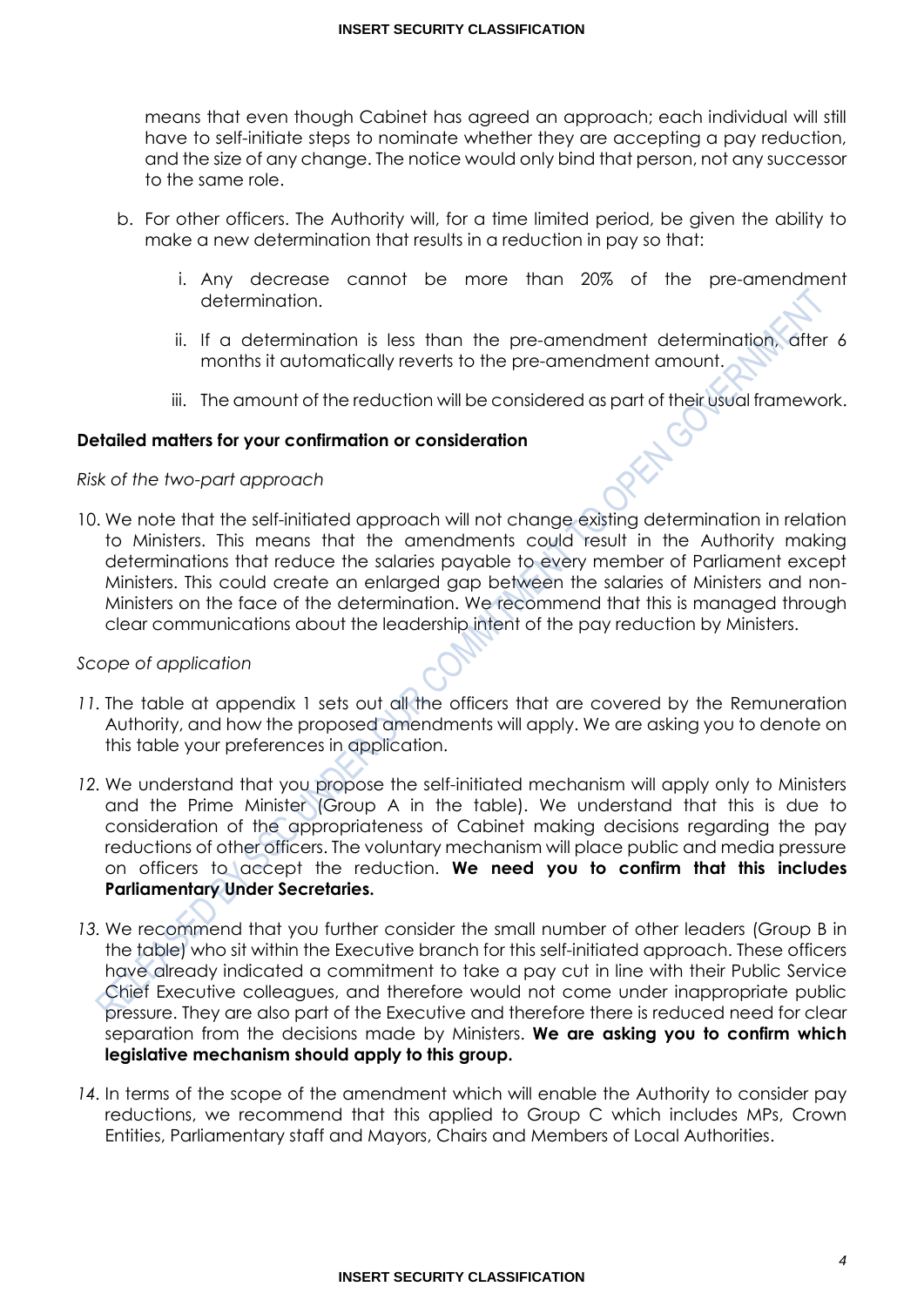means that even though Cabinet has agreed an approach; each individual will still have to self-initiate steps to nominate whether they are accepting a pay reduction, and the size of any change. The notice would only bind that person, not any successor to the same role.

b. For other officers. The Authority will, for a time limited period, be given the ability to make a new determination that results in a reduction in pay so that:

   i. Any decrease cannot be more than 20% of the pre-amendment determination.

   ii. If a determination is less than the pre-amendment determination, after 6 months it automatically reverts to the pre-amendment amount.

   iii. The amount of the reduction will be considered as part of their usual framework.

**Detailed matters for your confirmation or consideration**

*Risk of the two-part approach*

10. We note that the self-initiated approach will not change existing determination in relation to Ministers. This means that the amendments could result in the Authority making determinations that reduce the salaries payable to every member of Parliament except Ministers. This could create an enlarged gap between the salaries of Ministers and non-Ministers on the face of the determination. We recommend that this is managed through clear communications about the leadership intent of the pay reduction by Ministers.

*Scope of application*

11. The table at appendix 1 sets out all the officers that are covered by the Remuneration Authority, and how the proposed amendments will apply. We are asking you to denote on this table your preferences in application.

12. We understand that you propose the self-initiated mechanism will apply only to Ministers and the Prime Minister (Group A in the table). We understand that this is due to consideration of the appropriateness of Cabinet making decisions regarding the pay reductions of other officers. The voluntary mechanism will place public and media pressure on officers to accept the reduction. **We need you to confirm that this includes Parliamentary Under Secretaries.**

13. We recommend that you further consider the small number of other leaders (Group B in the table) who sit within the Executive branch for this self-initiated approach. These officers have already indicated a commitment to take a pay cut in line with their Public Service Chief Executive colleagues, and therefore would not come under inappropriate public pressure. They are also part of the Executive and therefore there is reduced need for clear separation from the decisions made by Ministers. **We are asking you to confirm which legislative mechanism should apply to this group.**

14. In terms of the scope of the amendment which will enable the Authority to consider pay reductions, we recommend that this applied to Group C which includes MPs, Crown Entities, Parliamentary staff and Mayors, Chairs and Members of Local Authorities.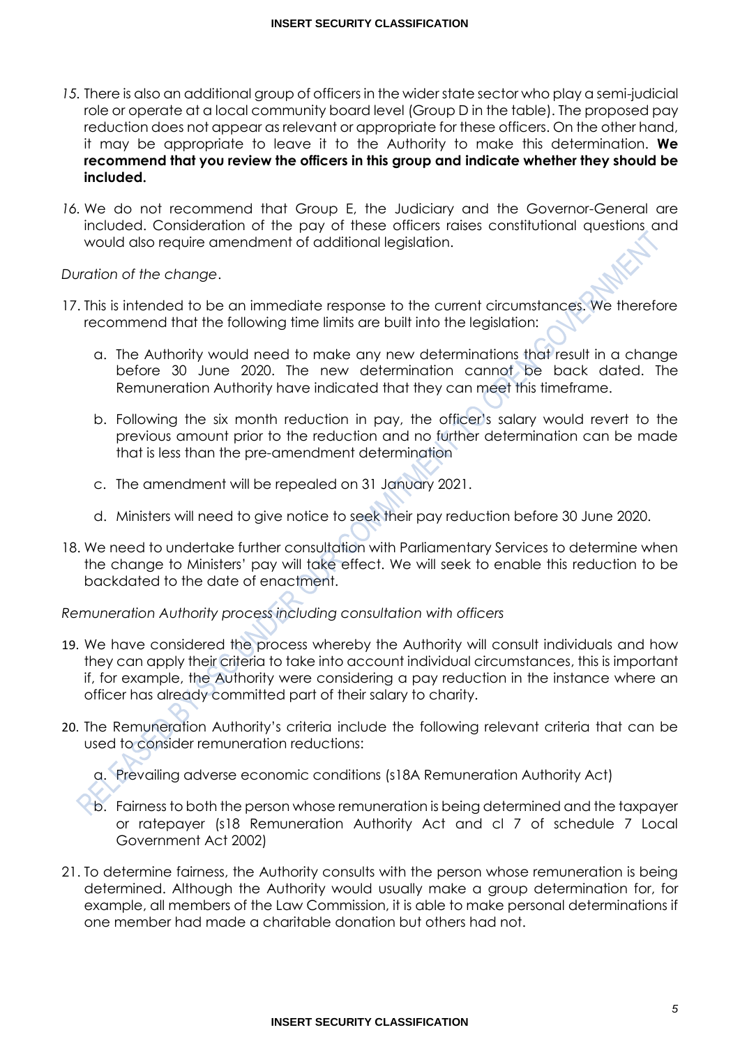15. There is also an additional group of officers in the wider state sector who play a semi-judicial role or operate at a local community board level (Group D in the table). The proposed pay reduction does not appear as relevant or appropriate for these officers. On the other hand, it may be appropriate to leave it to the Authority to make this determination. **We recommend that you review the officers in this group and indicate whether they should be included.**

16. We do not recommend that Group E, the Judiciary and the Governor-General are included. Consideration of the pay of these officers raises constitutional questions and would also require amendment of additional legislation.

*Duration of the change*.

17. This is intended to be an immediate response to the current circumstances. We therefore recommend that the following time limits are built into the legislation:

    a. The Authority would need to make any new determinations that result in a change before 30 June 2020. The new determination cannot be back dated. The Remuneration Authority have indicated that they can meet this timeframe.

    b. Following the six month reduction in pay, the officer's salary would revert to the previous amount prior to the reduction and no further determination can be made that is less than the pre-amendment determination

    c. The amendment will be repealed on 31 January 2021.

    d. Ministers will need to give notice to seek their pay reduction before 30 June 2020.

18. We need to undertake further consultation with Parliamentary Services to determine when the change to Ministers' pay will take effect. We will seek to enable this reduction to be backdated to the date of enactment.

*Remuneration Authority process including consultation with officers*

19. We have considered the process whereby the Authority will consult individuals and how they can apply their criteria to take into account individual circumstances, this is important if, for example, the Authority were considering a pay reduction in the instance where an officer has already committed part of their salary to charity.

20. The Remuneration Authority's criteria include the following relevant criteria that can be used to consider remuneration reductions:

    a. Prevailing adverse economic conditions (s18A Remuneration Authority Act)

    b. Fairness to both the person whose remuneration is being determined and the taxpayer or ratepayer (s18 Remuneration Authority Act and cl 7 of schedule 7 Local Government Act 2002)

21. To determine fairness, the Authority consults with the person whose remuneration is being determined. Although the Authority would usually make a group determination for, for example, all members of the Law Commission, it is able to make personal determinations if one member had made a charitable donation but others had not.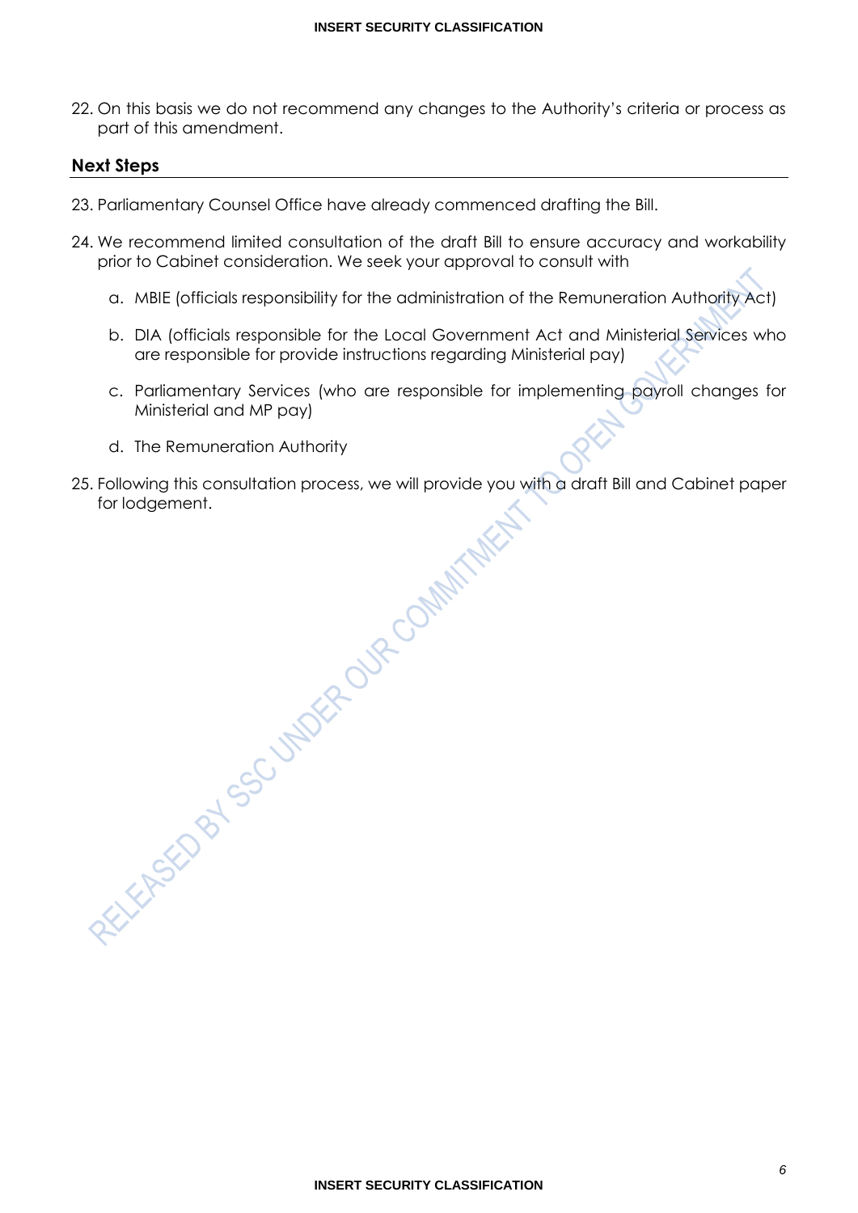22. On this basis we do not recommend any changes to the Authority's criteria or process as part of this amendment.

## Next Steps

23. Parliamentary Counsel Office have already commenced drafting the Bill.

24. We recommend limited consultation of the draft Bill to ensure accuracy and workability prior to Cabinet consideration. We seek your approval to consult with

    a. MBIE (officials responsibility for the administration of the Remuneration Authority Act)

    b. DIA (officials responsible for the Local Government Act and Ministerial Services who are responsible for provide instructions regarding Ministerial pay)

    c. Parliamentary Services (who are responsible for implementing payroll changes for Ministerial and MP pay)

    d. The Remuneration Authority

25. Following this consultation process, we will provide you with a draft Bill and Cabinet paper for lodgement.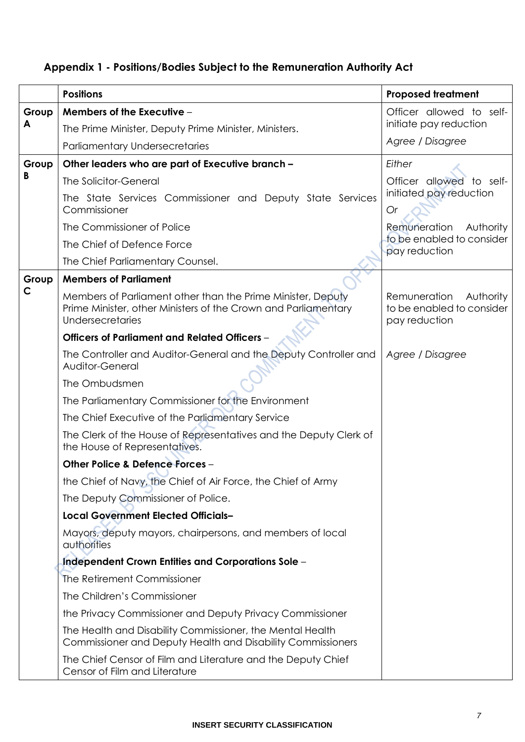## Appendix 1 - Positions/Bodies Subject to the Remuneration Authority Act

| | Positions | Proposed treatment |
|---|---|---|
| **Group A** | **Members of the Executive** – | Officer allowed to self-initiate pay reduction |
| | The Prime Minister, Deputy Prime Minister, Ministers. | *Agree / Disagree* |
| | Parliamentary Undersecretaries | |
| **Group B** | **Other leaders who are part of Executive branch –** | *Either* |
| | The Solicitor-General | Officer allowed to self-initiated pay reduction |
| | The State Services Commissioner and Deputy State Services Commissioner | *Or* |
| | The Commissioner of Police | Remuneration Authority to be enabled to consider pay reduction |
| | The Chief of Defence Force | |
| | The Chief Parliamentary Counsel. | |
| **Group C** | **Members of Parliament** | |
| | Members of Parliament other than the Prime Minister, Deputy Prime Minister, other Ministers of the Crown and Parliamentary Undersecretaries | Remuneration Authority to be enabled to consider pay reduction |
| | **Officers of Parliament and Related Officers** – | |
| | The Controller and Auditor-General and the Deputy Controller and Auditor-General | *Agree / Disagree* |
| | The Ombudsmen | |
| | The Parliamentary Commissioner for the Environment | |
| | The Chief Executive of the Parliamentary Service | |
| | The Clerk of the House of Representatives and the Deputy Clerk of the House of Representatives. | |
| | **Other Police & Defence Forces** – | |
| | the Chief of Navy, the Chief of Air Force, the Chief of Army | |
| | The Deputy Commissioner of Police. | |
| | **Local Government Elected Officials–** | |
| | Mayors, deputy mayors, chairpersons, and members of local authorities | |
| | **Independent Crown Entities and Corporations Sole** – | |
| | The Retirement Commissioner | |
| | The Children's Commissioner | |
| | the Privacy Commissioner and Deputy Privacy Commissioner | |
| | The Health and Disability Commissioner, the Mental Health Commissioner and Deputy Health and Disability Commissioners | |
| | The Chief Censor of Film and Literature and the Deputy Chief Censor of Film and Literature | |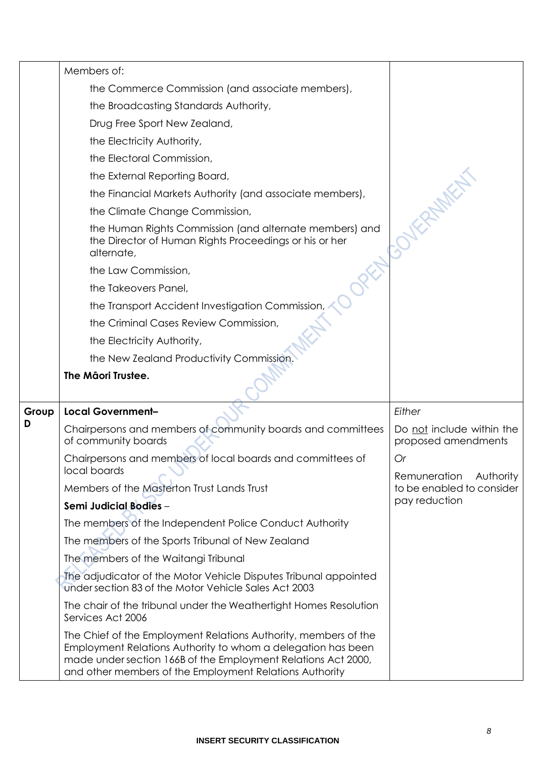| | | |
|---|---|---|
| | Members of:<br><br>the Commerce Commission (and associate members),<br>the Broadcasting Standards Authority,<br>Drug Free Sport New Zealand,<br>the Electricity Authority,<br>the Electoral Commission,<br>the External Reporting Board,<br>the Financial Markets Authority (and associate members),<br>the Climate Change Commission,<br>the Human Rights Commission (and alternate members) and the Director of Human Rights Proceedings or his or her alternate,<br>the Law Commission,<br>the Takeovers Panel,<br>the Transport Accident Investigation Commission,<br>the Criminal Cases Review Commission,<br>the Electricity Authority,<br>the New Zealand Productivity Commission.<br><br>**The Māori Trustee.** | |
| **Group D** | **Local Government–**<br><br>Chairpersons and members of community boards and committees of community boards<br><br>Chairpersons and members of local boards and committees of local boards<br><br>Members of the Masterton Trust Lands Trust<br><br>**Semi Judicial Bodies** –<br><br>The members of the Independent Police Conduct Authority<br><br>The members of the Sports Tribunal of New Zealand<br><br>The members of the Waitangi Tribunal<br><br>The adjudicator of the Motor Vehicle Disputes Tribunal appointed under section 83 of the Motor Vehicle Sales Act 2003<br><br>The chair of the tribunal under the Weathertight Homes Resolution Services Act 2006<br><br>The Chief of the Employment Relations Authority, members of the Employment Relations Authority to whom a delegation has been made under section 166B of the Employment Relations Act 2000, and other members of the Employment Relations Authority | *Either*<br><br>Do not include within the proposed amendments<br><br>*Or*<br><br>Remuneration Authority to be enabled to consider pay reduction |

INSERT SECURITY CLASSIFICATION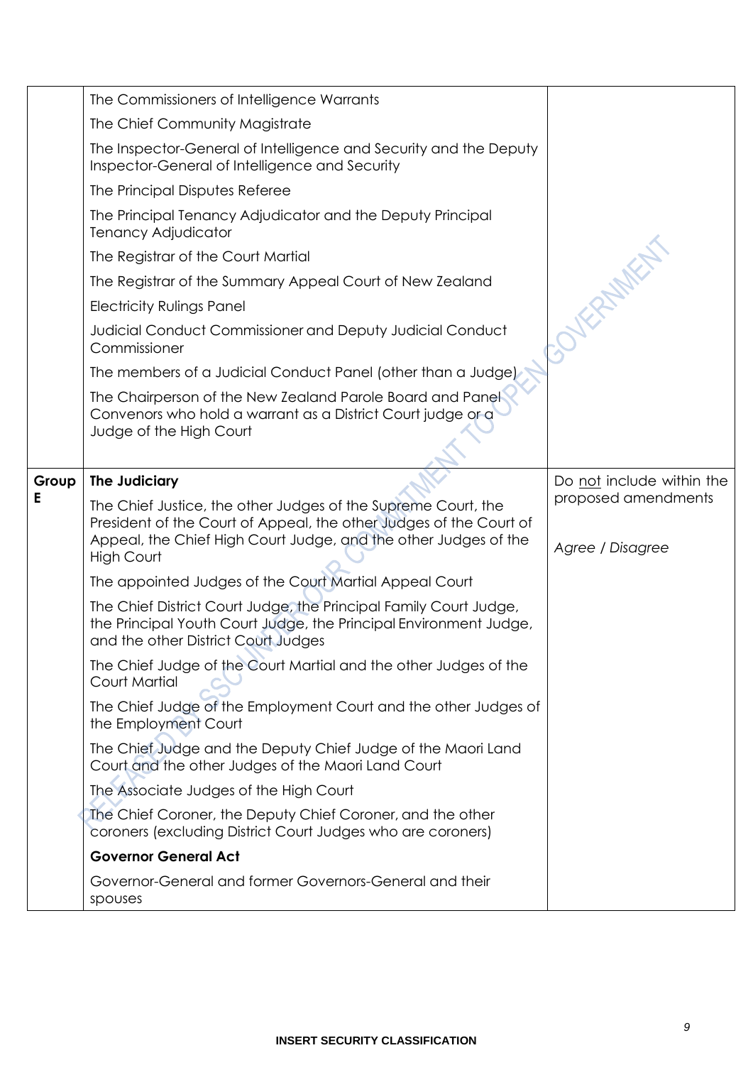| | | |
|---|---|---|
| | The Commissioners of Intelligence Warrants<br>The Chief Community Magistrate<br>The Inspector-General of Intelligence and Security and the Deputy Inspector-General of Intelligence and Security<br>The Principal Disputes Referee<br>The Principal Tenancy Adjudicator and the Deputy Principal Tenancy Adjudicator<br>The Registrar of the Court Martial<br>The Registrar of the Summary Appeal Court of New Zealand<br>Electricity Rulings Panel<br>Judicial Conduct Commissioner and Deputy Judicial Conduct Commissioner<br>The members of a Judicial Conduct Panel (other than a Judge)<br>The Chairperson of the New Zealand Parole Board and Panel Convenors who hold a warrant as a District Court judge or a Judge of the High Court | |
| **Group E** | **The Judiciary**<br>The Chief Justice, the other Judges of the Supreme Court, the President of the Court of Appeal, the other Judges of the Court of Appeal, the Chief High Court Judge, and the other Judges of the High Court<br>The appointed Judges of the Court Martial Appeal Court<br>The Chief District Court Judge, the Principal Family Court Judge, the Principal Youth Court Judge, the Principal Environment Judge, and the other District Court Judges<br>The Chief Judge of the Court Martial and the other Judges of the Court Martial<br>The Chief Judge of the Employment Court and the other Judges of the Employment Court<br>The Chief Judge and the Deputy Chief Judge of the Maori Land Court and the other Judges of the Maori Land Court<br>The Associate Judges of the High Court<br>The Chief Coroner, the Deputy Chief Coroner, and the other coroners (excluding District Court Judges who are coroners)<br>**Governor General Act**<br>Governor-General and former Governors-General and their spouses | Do not include within the proposed amendments<br><br>*Agree / Disagree* |

INSERT SECURITY CLASSIFICATION